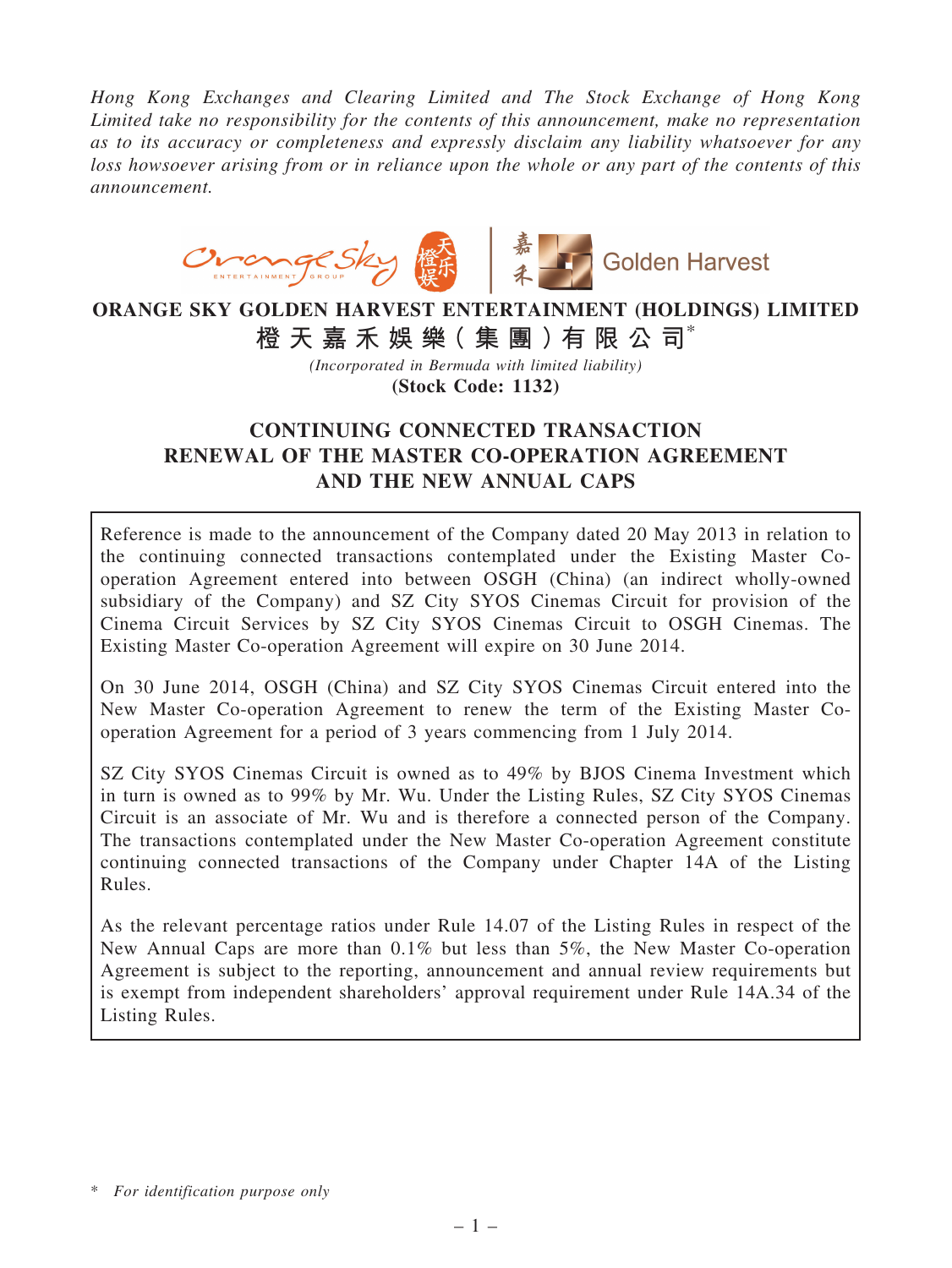*Hong Kong Exchanges and Clearing Limited and The Stock Exchange of Hong Kong Limited take no responsibility for the contents of this announcement, make no representation as to its accuracy or completeness and expressly disclaim any liability whatsoever for any loss howsoever arising from or in reliance upon the whole or any part of the contents of this announcement.*

# ORANGE SKY GOLDEN HARVEST ENTERTAINMENT (HOLDINGS) LIMITED

# 橙天嘉禾娛樂(集團)有限公司*

*(Incorporated in Bermuda with limited liability)*

**(Stock Code: 1132)**

## CONTINUING CONNECTED TRANSACTION RENEWAL OF THE MASTER CO-OPERATION AGREEMENT AND THE NEW ANNUAL CAPS

Reference is made to the announcement of the Company dated 20 May 2013 in relation to the continuing connected transactions contemplated under the Existing Master Co-operation Agreement entered into between OSGH (China) (an indirect wholly-owned subsidiary of the Company) and SZ City SYOS Cinemas Circuit for provision of the Cinema Circuit Services by SZ City SYOS Cinemas Circuit to OSGH Cinemas. The Existing Master Co-operation Agreement will expire on 30 June 2014.

On 30 June 2014, OSGH (China) and SZ City SYOS Cinemas Circuit entered into the New Master Co-operation Agreement to renew the term of the Existing Master Co-operation Agreement for a period of 3 years commencing from 1 July 2014.

SZ City SYOS Cinemas Circuit is owned as to 49% by BJOS Cinema Investment which in turn is owned as to 99% by Mr. Wu. Under the Listing Rules, SZ City SYOS Cinemas Circuit is an associate of Mr. Wu and is therefore a connected person of the Company. The transactions contemplated under the New Master Co-operation Agreement constitute continuing connected transactions of the Company under Chapter 14A of the Listing Rules.

As the relevant percentage ratios under Rule 14.07 of the Listing Rules in respect of the New Annual Caps are more than 0.1% but less than 5%, the New Master Co-operation Agreement is subject to the reporting, announcement and annual review requirements but is exempt from independent shareholders' approval requirement under Rule 14A.34 of the Listing Rules.

\* *For identification purpose only*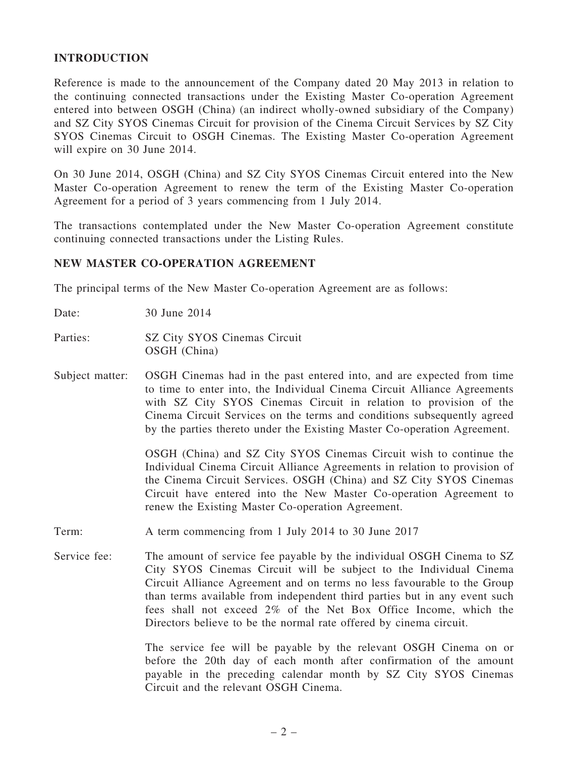## INTRODUCTION

Reference is made to the announcement of the Company dated 20 May 2013 in relation to the continuing connected transactions under the Existing Master Co-operation Agreement entered into between OSGH (China) (an indirect wholly-owned subsidiary of the Company) and SZ City SYOS Cinemas Circuit for provision of the Cinema Circuit Services by SZ City SYOS Cinemas Circuit to OSGH Cinemas. The Existing Master Co-operation Agreement will expire on 30 June 2014.

On 30 June 2014, OSGH (China) and SZ City SYOS Cinemas Circuit entered into the New Master Co-operation Agreement to renew the term of the Existing Master Co-operation Agreement for a period of 3 years commencing from 1 July 2014.

The transactions contemplated under the New Master Co-operation Agreement constitute continuing connected transactions under the Listing Rules.

## NEW MASTER CO-OPERATION AGREEMENT

The principal terms of the New Master Co-operation Agreement are as follows:

Date: 30 June 2014

Parties: SZ City SYOS Cinemas Circuit
OSGH (China)

Subject matter: OSGH Cinemas had in the past entered into, and are expected from time to time to enter into, the Individual Cinema Circuit Alliance Agreements with SZ City SYOS Cinemas Circuit in relation to provision of the Cinema Circuit Services on the terms and conditions subsequently agreed by the parties thereto under the Existing Master Co-operation Agreement.

OSGH (China) and SZ City SYOS Cinemas Circuit wish to continue the Individual Cinema Circuit Alliance Agreements in relation to provision of the Cinema Circuit Services. OSGH (China) and SZ City SYOS Cinemas Circuit have entered into the New Master Co-operation Agreement to renew the Existing Master Co-operation Agreement.

Term: A term commencing from 1 July 2014 to 30 June 2017

Service fee: The amount of service fee payable by the individual OSGH Cinema to SZ City SYOS Cinemas Circuit will be subject to the Individual Cinema Circuit Alliance Agreement and on terms no less favourable to the Group than terms available from independent third parties but in any event such fees shall not exceed 2% of the Net Box Office Income, which the Directors believe to be the normal rate offered by cinema circuit.

The service fee will be payable by the relevant OSGH Cinema on or before the 20th day of each month after confirmation of the amount payable in the preceding calendar month by SZ City SYOS Cinemas Circuit and the relevant OSGH Cinema.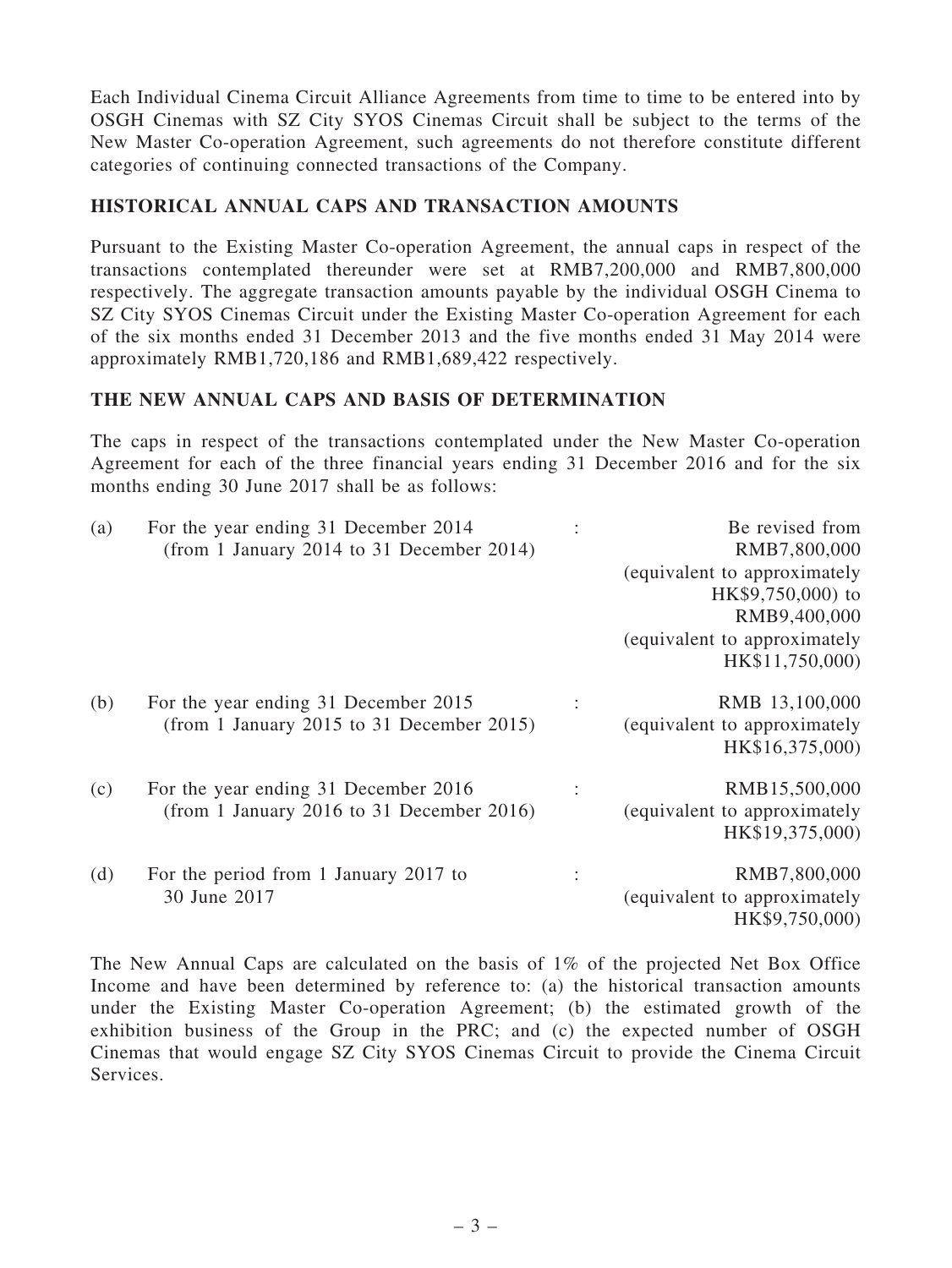Each Individual Cinema Circuit Alliance Agreements from time to time to be entered into by OSGH Cinemas with SZ City SYOS Cinemas Circuit shall be subject to the terms of the New Master Co-operation Agreement, such agreements do not therefore constitute different categories of continuing connected transactions of the Company.

## HISTORICAL ANNUAL CAPS AND TRANSACTION AMOUNTS

Pursuant to the Existing Master Co-operation Agreement, the annual caps in respect of the transactions contemplated thereunder were set at RMB7,200,000 and RMB7,800,000 respectively. The aggregate transaction amounts payable by the individual OSGH Cinema to SZ City SYOS Cinemas Circuit under the Existing Master Co-operation Agreement for each of the six months ended 31 December 2013 and the five months ended 31 May 2014 were approximately RMB1,720,186 and RMB1,689,422 respectively.

## THE NEW ANNUAL CAPS AND BASIS OF DETERMINATION

The caps in respect of the transactions contemplated under the New Master Co-operation Agreement for each of the three financial years ending 31 December 2016 and for the six months ending 30 June 2017 shall be as follows:

| | | | |
|---|---|---|---|
| (a) | For the year ending 31 December 2014 (from 1 January 2014 to 31 December 2014) | : | Be revised from RMB7,800,000 (equivalent to approximately HK$9,750,000) to RMB9,400,000 (equivalent to approximately HK$11,750,000) |
| (b) | For the year ending 31 December 2015 (from 1 January 2015 to 31 December 2015) | : | RMB 13,100,000 (equivalent to approximately HK$16,375,000) |
| (c) | For the year ending 31 December 2016 (from 1 January 2016 to 31 December 2016) | : | RMB15,500,000 (equivalent to approximately HK$19,375,000) |
| (d) | For the period from 1 January 2017 to 30 June 2017 | : | RMB7,800,000 (equivalent to approximately HK$9,750,000) |

The New Annual Caps are calculated on the basis of 1% of the projected Net Box Office Income and have been determined by reference to: (a) the historical transaction amounts under the Existing Master Co-operation Agreement; (b) the estimated growth of the exhibition business of the Group in the PRC; and (c) the expected number of OSGH Cinemas that would engage SZ City SYOS Cinemas Circuit to provide the Cinema Circuit Services.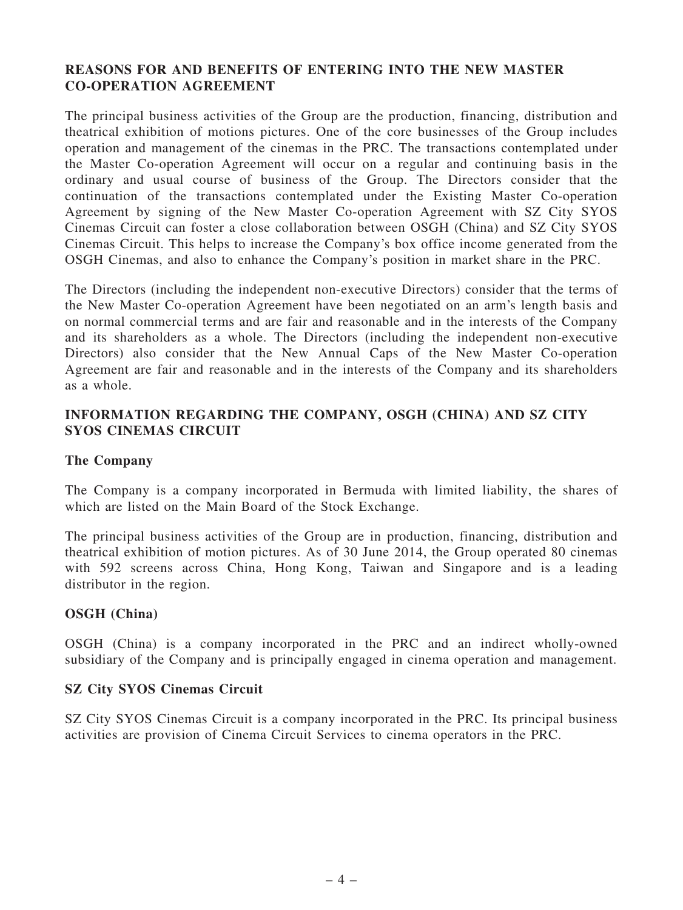## REASONS FOR AND BENEFITS OF ENTERING INTO THE NEW MASTER CO-OPERATION AGREEMENT

The principal business activities of the Group are the production, financing, distribution and theatrical exhibition of motions pictures. One of the core businesses of the Group includes operation and management of the cinemas in the PRC. The transactions contemplated under the Master Co-operation Agreement will occur on a regular and continuing basis in the ordinary and usual course of business of the Group. The Directors consider that the continuation of the transactions contemplated under the Existing Master Co-operation Agreement by signing of the New Master Co-operation Agreement with SZ City SYOS Cinemas Circuit can foster a close collaboration between OSGH (China) and SZ City SYOS Cinemas Circuit. This helps to increase the Company's box office income generated from the OSGH Cinemas, and also to enhance the Company's position in market share in the PRC.

The Directors (including the independent non-executive Directors) consider that the terms of the New Master Co-operation Agreement have been negotiated on an arm's length basis and on normal commercial terms and are fair and reasonable and in the interests of the Company and its shareholders as a whole. The Directors (including the independent non-executive Directors) also consider that the New Annual Caps of the New Master Co-operation Agreement are fair and reasonable and in the interests of the Company and its shareholders as a whole.

## INFORMATION REGARDING THE COMPANY, OSGH (CHINA) AND SZ CITY SYOS CINEMAS CIRCUIT

### The Company

The Company is a company incorporated in Bermuda with limited liability, the shares of which are listed on the Main Board of the Stock Exchange.

The principal business activities of the Group are in production, financing, distribution and theatrical exhibition of motion pictures. As of 30 June 2014, the Group operated 80 cinemas with 592 screens across China, Hong Kong, Taiwan and Singapore and is a leading distributor in the region.

### OSGH (China)

OSGH (China) is a company incorporated in the PRC and an indirect wholly-owned subsidiary of the Company and is principally engaged in cinema operation and management.

### SZ City SYOS Cinemas Circuit

SZ City SYOS Cinemas Circuit is a company incorporated in the PRC. Its principal business activities are provision of Cinema Circuit Services to cinema operators in the PRC.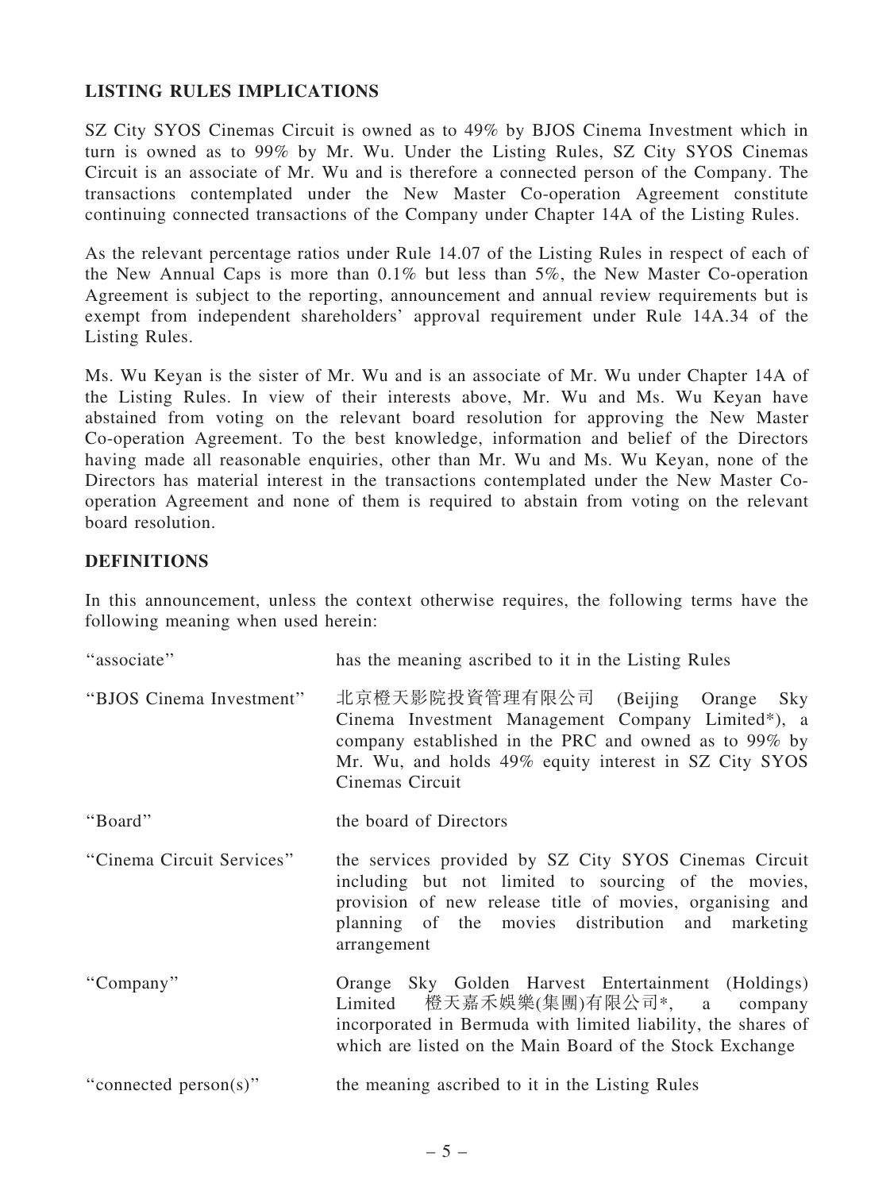## LISTING RULES IMPLICATIONS

SZ City SYOS Cinemas Circuit is owned as to 49% by BJOS Cinema Investment which in turn is owned as to 99% by Mr. Wu. Under the Listing Rules, SZ City SYOS Cinemas Circuit is an associate of Mr. Wu and is therefore a connected person of the Company. The transactions contemplated under the New Master Co-operation Agreement constitute continuing connected transactions of the Company under Chapter 14A of the Listing Rules.

As the relevant percentage ratios under Rule 14.07 of the Listing Rules in respect of each of the New Annual Caps is more than 0.1% but less than 5%, the New Master Co-operation Agreement is subject to the reporting, announcement and annual review requirements but is exempt from independent shareholders' approval requirement under Rule 14A.34 of the Listing Rules.

Ms. Wu Keyan is the sister of Mr. Wu and is an associate of Mr. Wu under Chapter 14A of the Listing Rules. In view of their interests above, Mr. Wu and Ms. Wu Keyan have abstained from voting on the relevant board resolution for approving the New Master Co-operation Agreement. To the best knowledge, information and belief of the Directors having made all reasonable enquiries, other than Mr. Wu and Ms. Wu Keyan, none of the Directors has material interest in the transactions contemplated under the New Master Co-operation Agreement and none of them is required to abstain from voting on the relevant board resolution.

## DEFINITIONS

In this announcement, unless the context otherwise requires, the following terms have the following meaning when used herein:

| | |
|---|---|
| "associate" | has the meaning ascribed to it in the Listing Rules |
| "BJOS Cinema Investment" | 北京橙天影院投資管理有限公司 (Beijing Orange Sky Cinema Investment Management Company Limited*), a company established in the PRC and owned as to 99% by Mr. Wu, and holds 49% equity interest in SZ City SYOS Cinemas Circuit |
| "Board" | the board of Directors |
| "Cinema Circuit Services" | the services provided by SZ City SYOS Cinemas Circuit including but not limited to sourcing of the movies, provision of new release title of movies, organising and planning of the movies distribution and marketing arrangement |
| "Company" | Orange Sky Golden Harvest Entertainment (Holdings) Limited 橙天嘉禾娛樂(集團)有限公司*, a company incorporated in Bermuda with limited liability, the shares of which are listed on the Main Board of the Stock Exchange |
| "connected person(s)" | the meaning ascribed to it in the Listing Rules |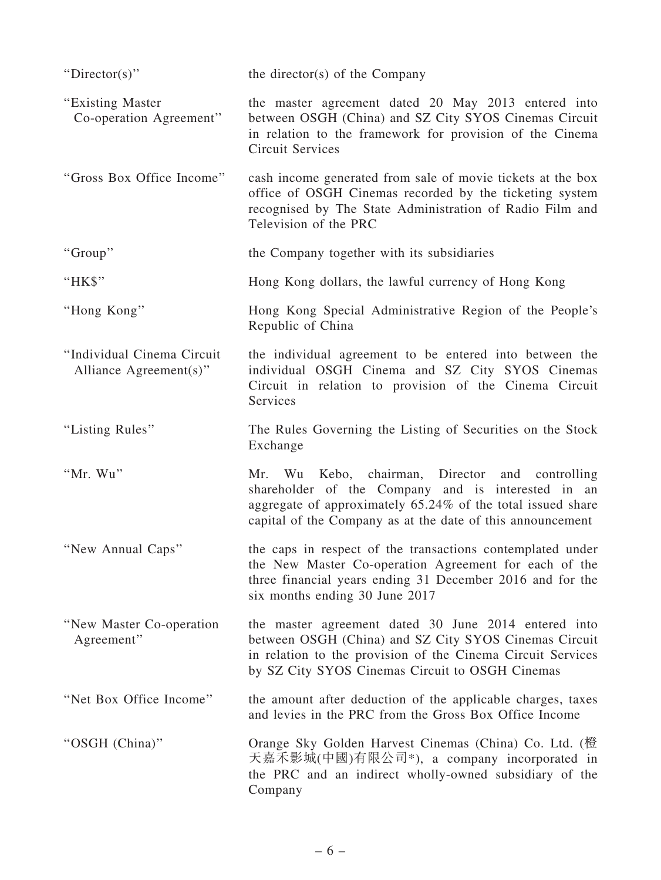| | |
|---|---|
| "Director(s)" | the director(s) of the Company |
| "Existing Master Co-operation Agreement" | the master agreement dated 20 May 2013 entered into between OSGH (China) and SZ City SYOS Cinemas Circuit in relation to the framework for provision of the Cinema Circuit Services |
| "Gross Box Office Income" | cash income generated from sale of movie tickets at the box office of OSGH Cinemas recorded by the ticketing system recognised by The State Administration of Radio Film and Television of the PRC |
| "Group" | the Company together with its subsidiaries |
| "HK$" | Hong Kong dollars, the lawful currency of Hong Kong |
| "Hong Kong" | Hong Kong Special Administrative Region of the People's Republic of China |
| "Individual Cinema Circuit Alliance Agreement(s)" | the individual agreement to be entered into between the individual OSGH Cinema and SZ City SYOS Cinemas Circuit in relation to provision of the Cinema Circuit Services |
| "Listing Rules" | The Rules Governing the Listing of Securities on the Stock Exchange |
| "Mr. Wu" | Mr. Wu Kebo, chairman, Director and controlling shareholder of the Company and is interested in an aggregate of approximately 65.24% of the total issued share capital of the Company as at the date of this announcement |
| "New Annual Caps" | the caps in respect of the transactions contemplated under the New Master Co-operation Agreement for each of the three financial years ending 31 December 2016 and for the six months ending 30 June 2017 |
| "New Master Co-operation Agreement" | the master agreement dated 30 June 2014 entered into between OSGH (China) and SZ City SYOS Cinemas Circuit in relation to the provision of the Cinema Circuit Services by SZ City SYOS Cinemas Circuit to OSGH Cinemas |
| "Net Box Office Income" | the amount after deduction of the applicable charges, taxes and levies in the PRC from the Gross Box Office Income |
| "OSGH (China)" | Orange Sky Golden Harvest Cinemas (China) Co. Ltd. (橙天嘉禾影城(中國)有限公司*), a company incorporated in the PRC and an indirect wholly-owned subsidiary of the Company |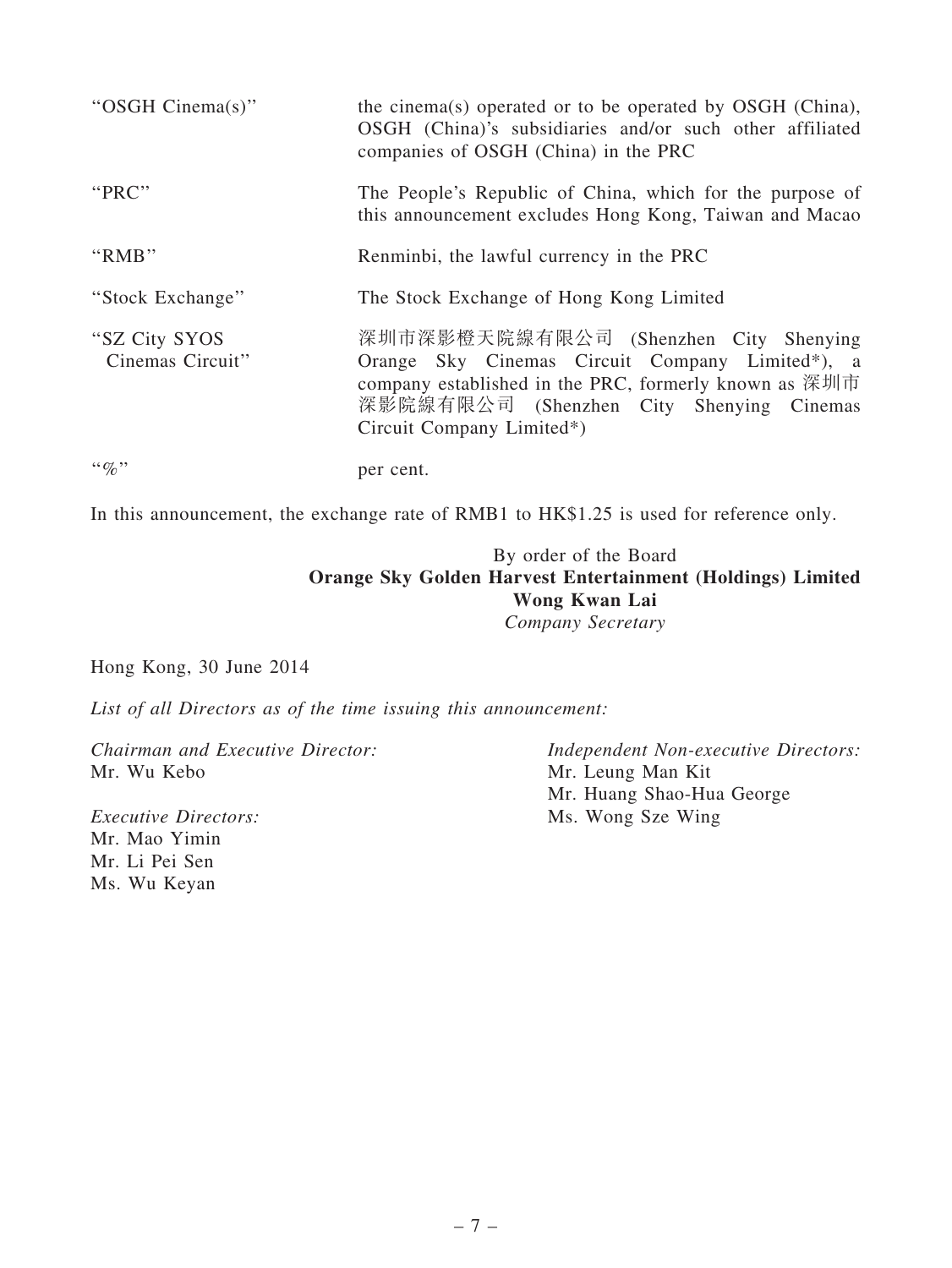| | |
|---|---|
| "OSGH Cinema(s)" | the cinema(s) operated or to be operated by OSGH (China), OSGH (China)'s subsidiaries and/or such other affiliated companies of OSGH (China) in the PRC |
| "PRC" | The People's Republic of China, which for the purpose of this announcement excludes Hong Kong, Taiwan and Macao |
| "RMB" | Renminbi, the lawful currency in the PRC |
| "Stock Exchange" | The Stock Exchange of Hong Kong Limited |
| "SZ City SYOS Cinemas Circuit" | 深圳市深影橙天院線有限公司 (Shenzhen City Shenying Orange Sky Cinemas Circuit Company Limited*), a company established in the PRC, formerly known as 深圳市深影院線有限公司 (Shenzhen City Shenying Cinemas Circuit Company Limited*) |
| "%" | per cent. |

In this announcement, the exchange rate of RMB1 to HK$1.25 is used for reference only.

By order of the Board
**Orange Sky Golden Harvest Entertainment (Holdings) Limited**
**Wong Kwan Lai**
*Company Secretary*

Hong Kong, 30 June 2014

*List of all Directors as of the time issuing this announcement:*

*Chairman and Executive Director:*
Mr. Wu Kebo

*Executive Directors:*
Mr. Mao Yimin
Mr. Li Pei Sen
Ms. Wu Keyan

*Independent Non-executive Directors:*
Mr. Leung Man Kit
Mr. Huang Shao-Hua George
Ms. Wong Sze Wing